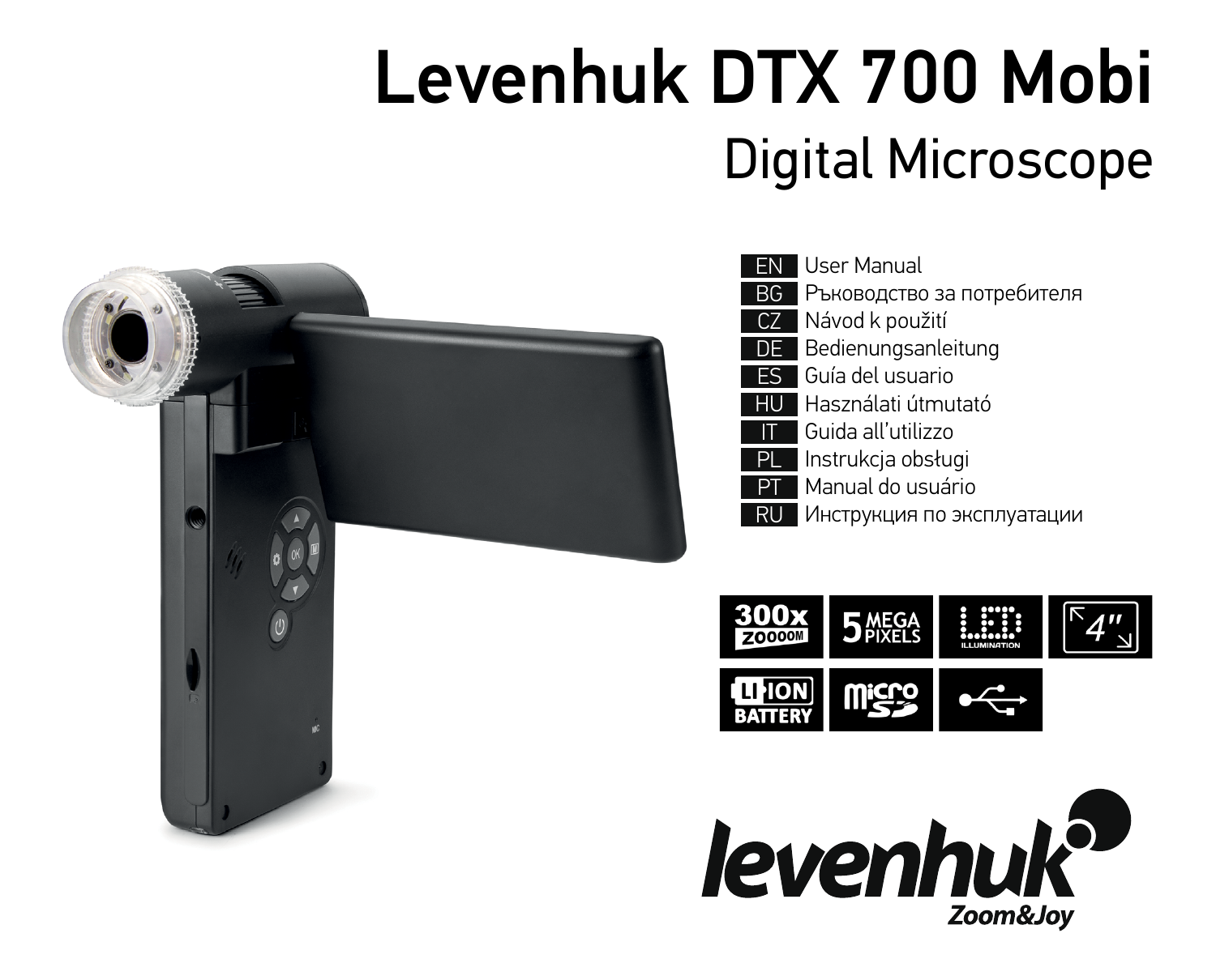# Levenhuk DTX 700 Mobi

## Digital Microscope

- EN User Manual
- BG Ръководство за потребителя
- CZ Návod k použití
- DE Bedienungsanleitung
- ES Guía del usuario
- HU Használati útmutató
- IT Guida all’utilizzo
- PL Instrukcja obsługi
- PT Manual do usuário
- RU Инструкция по эксплуатации

300x ZOOOOM

5 MEGA PIXELS

LED ILLUMINATION

4"

LI-ION BATTERY

micro SD

levenhuk

Zoom&Joy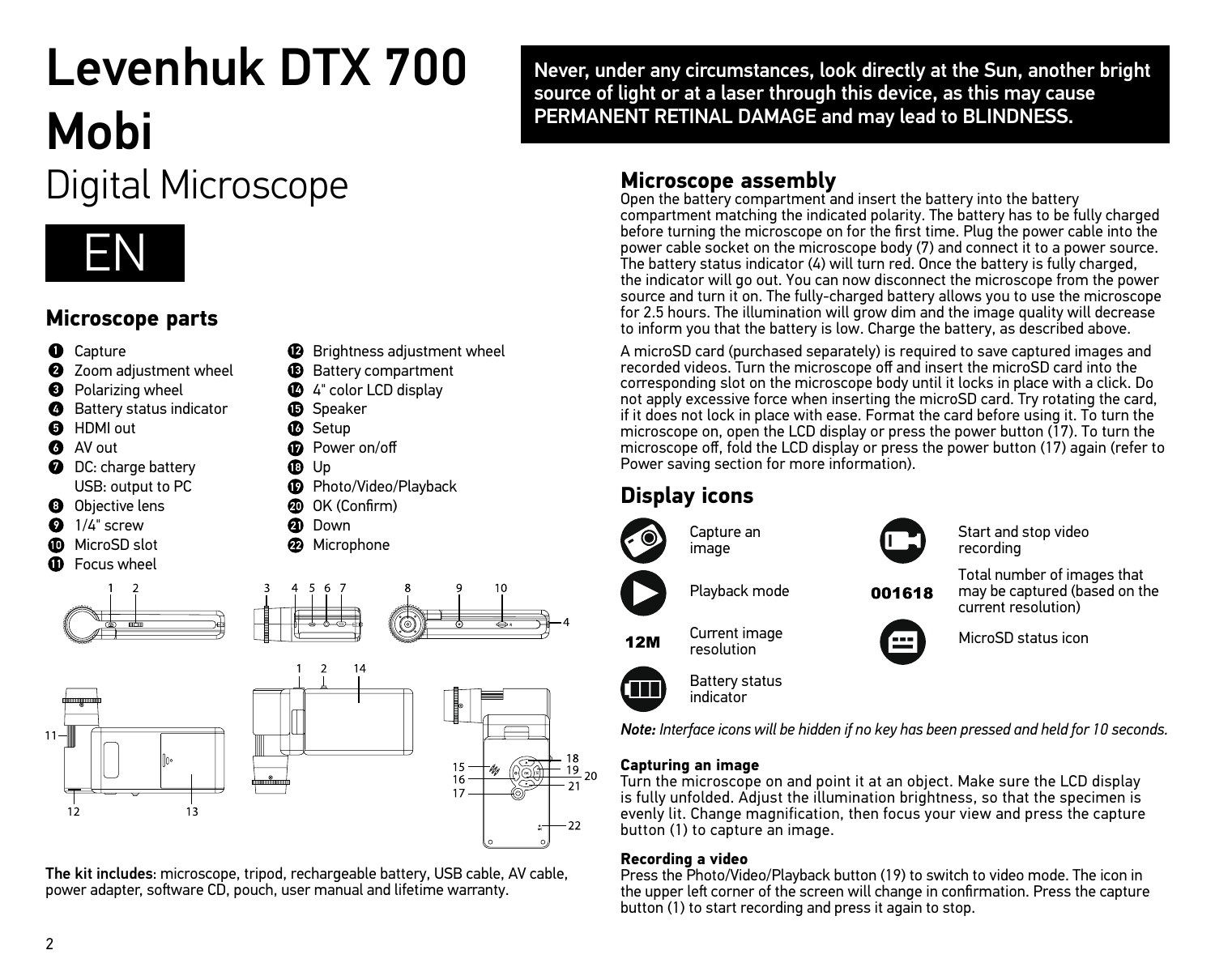# Levenhuk DTX 700 Mobi

Digital Microscope

EN

**Never, under any circumstances, look directly at the Sun, another bright source of light or at a laser through this device, as this may cause PERMANENT RETINAL DAMAGE and may lead to BLINDNESS.**

## Microscope parts

1. Capture
2. Zoom adjustment wheel
3. Polarizing wheel
4. Battery status indicator
5. HDMI out
6. AV out
7. DC: charge battery
   USB: output to PC
8. Objective lens
9. 1/4" screw
10. MicroSD slot
11. Focus wheel
12. Brightness adjustment wheel
13. Battery compartment
14. 4" color LCD display
15. Speaker
16. Setup
17. Power on/off
18. Up
19. Photo/Video/Playback
20. OK (Confirm)
21. Down
22. Microphone

**The kit includes**: microscope, tripod, rechargeable battery, USB cable, AV cable, power adapter, software CD, pouch, user manual and lifetime warranty.

## Microscope assembly

Open the battery compartment and insert the battery into the battery compartment matching the indicated polarity. The battery has to be fully charged before turning the microscope on for the first time. Plug the power cable into the power cable socket on the microscope body (7) and connect it to a power source. The battery status indicator (4) will turn red. Once the battery is fully charged, the indicator will go out. You can now disconnect the microscope from the power source and turn it on. The fully-charged battery allows you to use the microscope for 2.5 hours. The illumination will grow dim and the image quality will decrease to inform you that the battery is low. Charge the battery, as described above.

A microSD card (purchased separately) is required to save captured images and recorded videos. Turn the microscope off and insert the microSD card into the corresponding slot on the microscope body until it locks in place with a click. Do not apply excessive force when inserting the microSD card. Try rotating the card, if it does not lock in place with ease. Format the card before using it. To turn the microscope on, open the LCD display or press the power button (17). To turn the microscope off, fold the LCD display or press the power button (17) again (refer to Power saving section for more information).

## Display icons

| Icon | Description | Icon | Description |
|---|---|---|---|
| | Capture an image | | Start and stop video recording |
| | Playback mode | 001618 | Total number of images that may be captured (based on the current resolution) |
| 12M | Current image resolution | | MicroSD status icon |
| | Battery status indicator | | |

*Note: Interface icons will be hidden if no key has been pressed and held for 10 seconds.*

### Capturing an image

Turn the microscope on and point it at an object. Make sure the LCD display is fully unfolded. Adjust the illumination brightness, so that the specimen is evenly lit. Change magnification, then focus your view and press the capture button (1) to capture an image.

### Recording a video

Press the Photo/Video/Playback button (19) to switch to video mode. The icon in the upper left corner of the screen will change in confirmation. Press the capture button (1) to start recording and press it again to stop.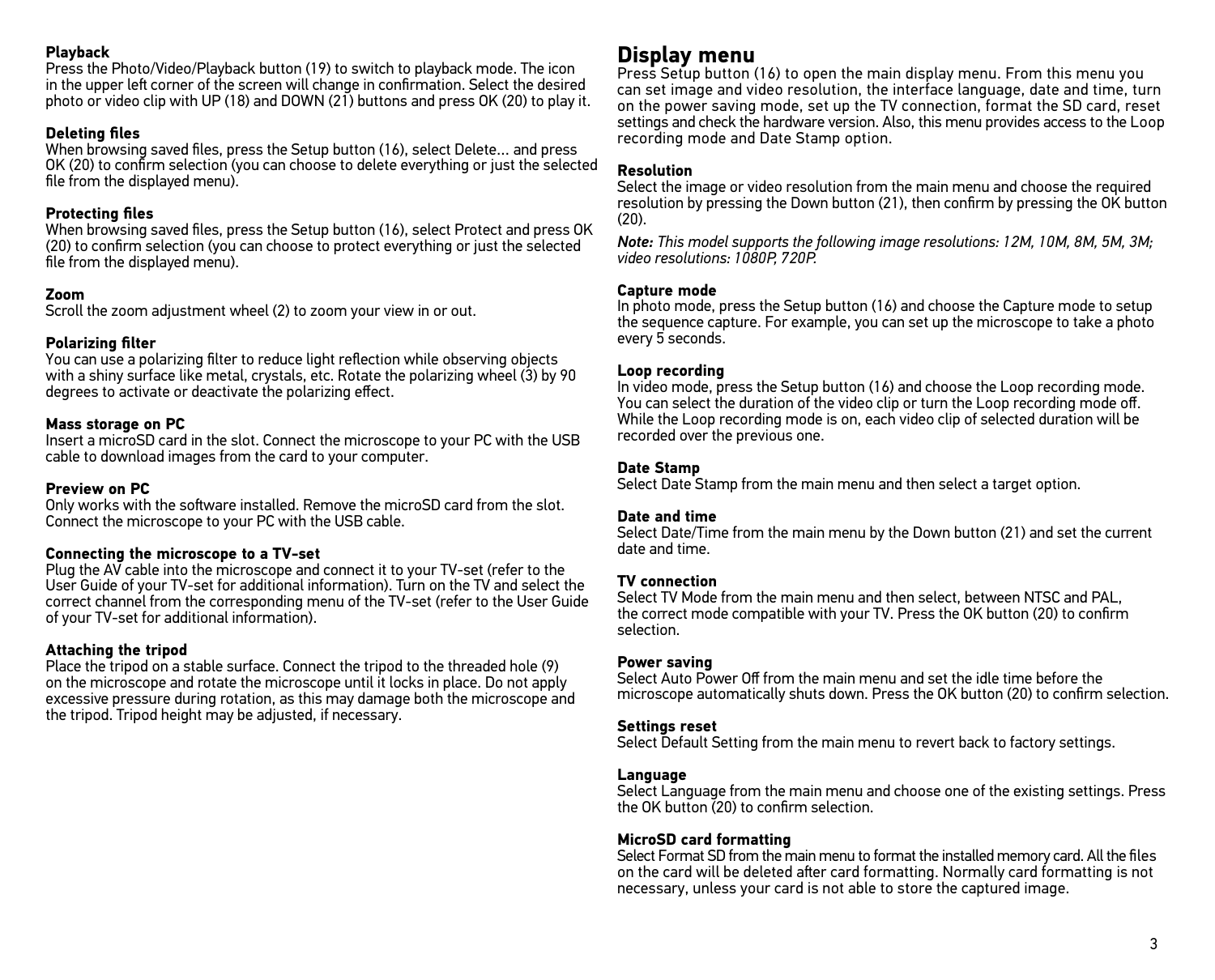### Playback

Press the Photo/Video/Playback button (19) to switch to playback mode. The icon in the upper left corner of the screen will change in confirmation. Select the desired photo or video clip with UP (18) and DOWN (21) buttons and press OK (20) to play it.

### Deleting files

When browsing saved files, press the Setup button (16), select Delete... and press OK (20) to confirm selection (you can choose to delete everything or just the selected file from the displayed menu).

### Protecting files

When browsing saved files, press the Setup button (16), select Protect and press OK (20) to confirm selection (you can choose to protect everything or just the selected file from the displayed menu).

### Zoom

Scroll the zoom adjustment wheel (2) to zoom your view in or out.

### Polarizing filter

You can use a polarizing filter to reduce light reflection while observing objects with a shiny surface like metal, crystals, etc. Rotate the polarizing wheel (3) by 90 degrees to activate or deactivate the polarizing effect.

### Mass storage on PC

Insert a microSD card in the slot. Connect the microscope to your PC with the USB cable to download images from the card to your computer.

### Preview on PC

Only works with the software installed. Remove the microSD card from the slot. Connect the microscope to your PC with the USB cable.

### Connecting the microscope to a TV-set

Plug the AV cable into the microscope and connect it to your TV-set (refer to the User Guide of your TV-set for additional information). Turn on the TV and select the correct channel from the corresponding menu of the TV-set (refer to the User Guide of your TV-set for additional information).

### Attaching the tripod

Place the tripod on a stable surface. Connect the tripod to the threaded hole (9) on the microscope and rotate the microscope until it locks in place. Do not apply excessive pressure during rotation, as this may damage both the microscope and the tripod. Tripod height may be adjusted, if necessary.

## Display menu

Press Setup button (16) to open the main display menu. From this menu you can set image and video resolution, the interface language, date and time, turn on the power saving mode, set up the TV connection, format the SD card, reset settings and check the hardware version. Also, this menu provides access to the Loop recording mode and Date Stamp option.

### Resolution

Select the image or video resolution from the main menu and choose the required resolution by pressing the Down button (21), then confirm by pressing the OK button (20).

***Note:*** *This model supports the following image resolutions: 12M, 10M, 8M, 5M, 3M; video resolutions: 1080P, 720P.*

### Capture mode

In photo mode, press the Setup button (16) and choose the Capture mode to setup the sequence capture. For example, you can set up the microscope to take a photo every 5 seconds.

### Loop recording

In video mode, press the Setup button (16) and choose the Loop recording mode. You can select the duration of the video clip or turn the Loop recording mode off. While the Loop recording mode is on, each video clip of selected duration will be recorded over the previous one.

### Date Stamp

Select Date Stamp from the main menu and then select a target option.

### Date and time

Select Date/Time from the main menu by the Down button (21) and set the current date and time.

### TV connection

Select TV Mode from the main menu and then select, between NTSC and PAL, the correct mode compatible with your TV. Press the OK button (20) to confirm selection.

### Power saving

Select Auto Power Off from the main menu and set the idle time before the microscope automatically shuts down. Press the OK button (20) to confirm selection.

### Settings reset

Select Default Setting from the main menu to revert back to factory settings.

### Language

Select Language from the main menu and choose one of the existing settings. Press the OK button (20) to confirm selection.

### MicroSD card formatting

Select Format SD from the main menu to format the installed memory card. All the files on the card will be deleted after card formatting. Normally card formatting is not necessary, unless your card is not able to store the captured image.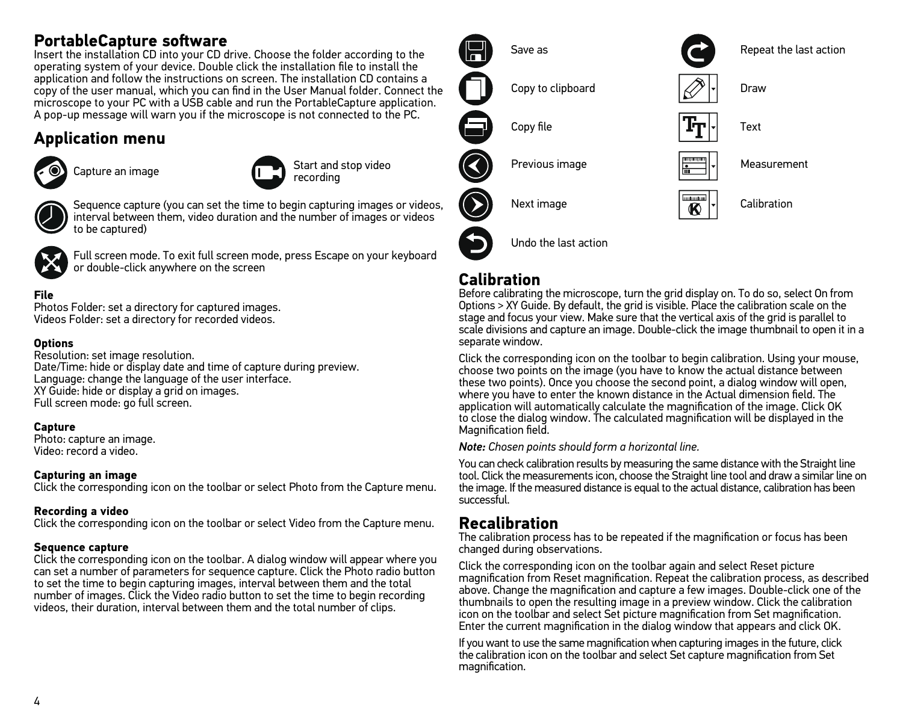## PortableCapture software

Insert the installation CD into your CD drive. Choose the folder according to the operating system of your device. Double click the installation file to install the application and follow the instructions on screen. The installation CD contains a copy of the user manual, which you can find in the User Manual folder. Connect the microscope to your PC with a USB cable and run the PortableCapture application. A pop-up message will warn you if the microscope is not connected to the PC.

## Application menu

Capture an image

Start and stop video recording

Sequence capture (you can set the time to begin capturing images or videos, interval between them, video duration and the number of images or videos to be captured)

Full screen mode. To exit full screen mode, press Escape on your keyboard or double-click anywhere on the screen

**File**
Photos Folder: set a directory for captured images.
Videos Folder: set a directory for recorded videos.

**Options**
Resolution: set image resolution.
Date/Time: hide or display date and time of capture during preview.
Language: change the language of the user interface.
XY Guide: hide or display a grid on images.
Full screen mode: go full screen.

**Capture**
Photo: capture an image.
Video: record a video.

**Capturing an image**
Click the corresponding icon on the toolbar or select Photo from the Capture menu.

**Recording a video**
Click the corresponding icon on the toolbar or select Video from the Capture menu.

**Sequence capture**
Click the corresponding icon on the toolbar. A dialog window will appear where you can set a number of parameters for sequence capture. Click the Photo radio button to set the time to begin capturing images, interval between them and the total number of images. Click the Video radio button to set the time to begin recording videos, their duration, interval between them and the total number of clips.

Save as

Copy to clipboard

Copy file

Previous image

Next image

Undo the last action

Repeat the last action

Draw

Text

Measurement

Calibration

## Calibration

Before calibrating the microscope, turn the grid display on. To do so, select On from Options > XY Guide. By default, the grid is visible. Place the calibration scale on the stage and focus your view. Make sure that the vertical axis of the grid is parallel to scale divisions and capture an image. Double-click the image thumbnail to open it in a separate window.

Click the corresponding icon on the toolbar to begin calibration. Using your mouse, choose two points on the image (you have to know the actual distance between these two points). Once you choose the second point, a dialog window will open, where you have to enter the known distance in the Actual dimension field. The application will automatically calculate the magnification of the image. Click OK to close the dialog window. The calculated magnification will be displayed in the Magnification field.

***Note:*** *Chosen points should form a horizontal line.*

You can check calibration results by measuring the same distance with the Straight line tool. Click the measurements icon, choose the Straight line tool and draw a similar line on the image. If the measured distance is equal to the actual distance, calibration has been successful.

## Recalibration

The calibration process has to be repeated if the magnification or focus has been changed during observations.

Click the corresponding icon on the toolbar again and select Reset picture magnification from Reset magnification. Repeat the calibration process, as described above. Change the magnification and capture a few images. Double-click one of the thumbnails to open the resulting image in a preview window. Click the calibration icon on the toolbar and select Set picture magnification from Set magnification. Enter the current magnification in the dialog window that appears and click OK.

If you want to use the same magnification when capturing images in the future, click the calibration icon on the toolbar and select Set capture magnification from Set magnification.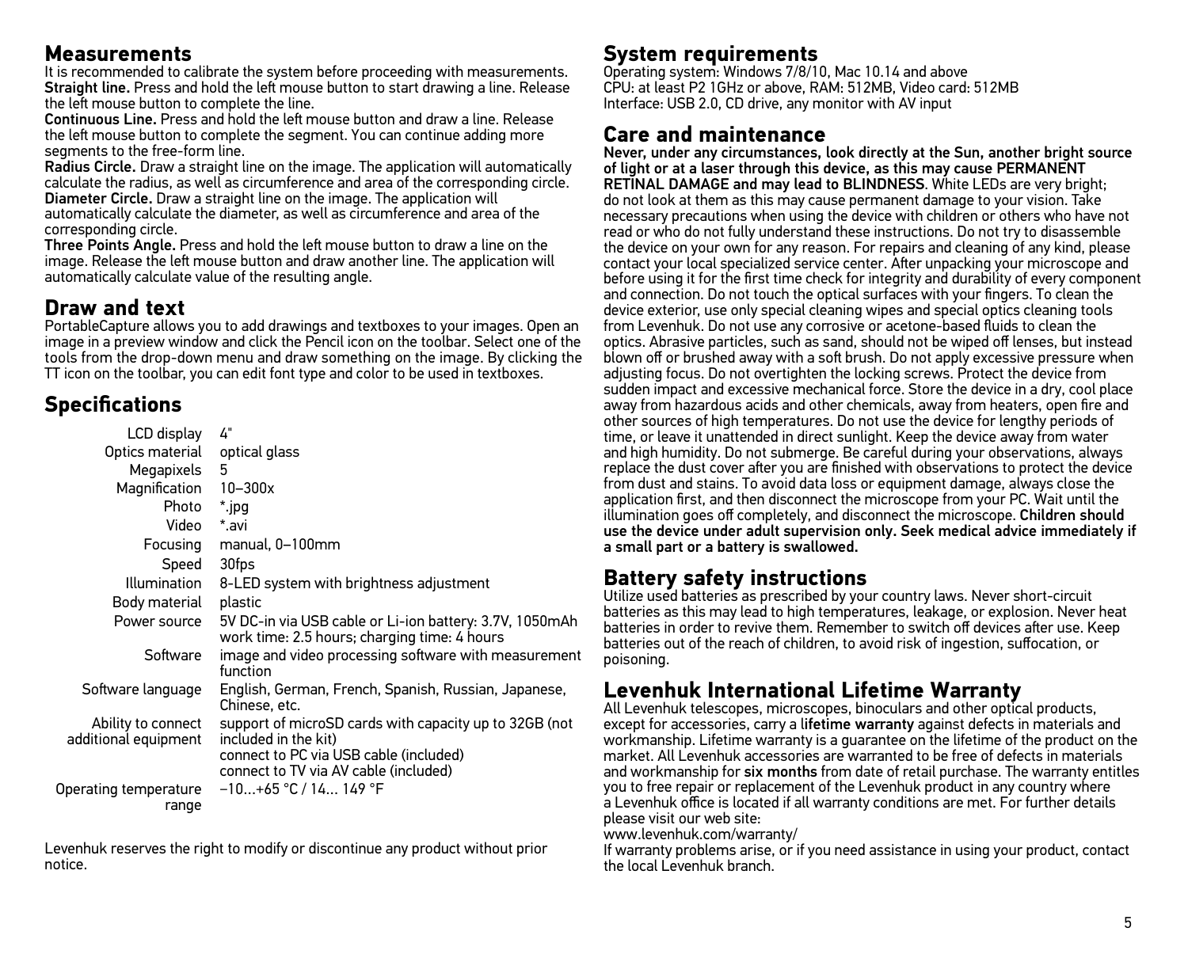## Measurements

It is recommended to calibrate the system before proceeding with measurements.
**Straight line.** Press and hold the left mouse button to start drawing a line. Release the left mouse button to complete the line.
**Continuous Line.** Press and hold the left mouse button and draw a line. Release the left mouse button to complete the segment. You can continue adding more segments to the free-form line.
**Radius Circle.** Draw a straight line on the image. The application will automatically calculate the radius, as well as circumference and area of the corresponding circle.
**Diameter Circle.** Draw a straight line on the image. The application will automatically calculate the diameter, as well as circumference and area of the corresponding circle.
**Three Points Angle.** Press and hold the left mouse button to draw a line on the image. Release the left mouse button and draw another line. The application will automatically calculate value of the resulting angle.

## Draw and text

PortableCapture allows you to add drawings and textboxes to your images. Open an image in a preview window and click the Pencil icon on the toolbar. Select one of the tools from the drop-down menu and draw something on the image. By clicking the TT icon on the toolbar, you can edit font type and color to be used in textboxes.

## Specifications

| | |
|---|---|
| LCD display | 4" |
| Optics material | optical glass |
| Megapixels | 5 |
| Magnification | 10–300x |
| Photo | *.jpg |
| Video | *.avi |
| Focusing | manual, 0–100mm |
| Speed | 30fps |
| Illumination | 8-LED system with brightness adjustment |
| Body material | plastic |
| Power source | 5V DC-in via USB cable or Li-ion battery: 3.7V, 1050mAh work time: 2.5 hours; charging time: 4 hours |
| Software | image and video processing software with measurement function |
| Software language | English, German, French, Spanish, Russian, Japanese, Chinese, etc. |
| Ability to connect additional equipment | support of microSD cards with capacity up to 32GB (not included in the kit) connect to PC via USB cable (included) connect to TV via AV cable (included) |
| Operating temperature range | –10...+65 °C / 14... 149 °F |

Levenhuk reserves the right to modify or discontinue any product without prior notice.

## System requirements

Operating system: Windows 7/8/10, Mac 10.14 and above
CPU: at least P2 1GHz or above, RAM: 512MB, Video card: 512MB
Interface: USB 2.0, CD drive, any monitor with AV input

## Care and maintenance

**Never, under any circumstances, look directly at the Sun, another bright source of light or at a laser through this device, as this may cause PERMANENT RETINAL DAMAGE and may lead to BLINDNESS**. White LEDs are very bright; do not look at them as this may cause permanent damage to your vision. Take necessary precautions when using the device with children or others who have not read or who do not fully understand these instructions. Do not try to disassemble the device on your own for any reason. For repairs and cleaning of any kind, please contact your local specialized service center. After unpacking your microscope and before using it for the first time check for integrity and durability of every component and connection. Do not touch the optical surfaces with your fingers. To clean the device exterior, use only special cleaning wipes and special optics cleaning tools from Levenhuk. Do not use any corrosive or acetone-based fluids to clean the optics. Abrasive particles, such as sand, should not be wiped off lenses, but instead blown off or brushed away with a soft brush. Do not apply excessive pressure when adjusting focus. Do not overtighten the locking screws. Protect the device from sudden impact and excessive mechanical force. Store the device in a dry, cool place away from hazardous acids and other chemicals, away from heaters, open fire and other sources of high temperatures. Do not use the device for lengthy periods of time, or leave it unattended in direct sunlight. Keep the device away from water and high humidity. Do not submerge. Be careful during your observations, always replace the dust cover after you are finished with observations to protect the device from dust and stains. To avoid data loss or equipment damage, always close the application first, and then disconnect the microscope from your PC. Wait until the illumination goes off completely, and disconnect the microscope. **Children should use the device under adult supervision only. Seek medical advice immediately if a small part or a battery is swallowed.**

## Battery safety instructions

Utilize used batteries as prescribed by your country laws. Never short-circuit batteries as this may lead to high temperatures, leakage, or explosion. Never heat batteries in order to revive them. Remember to switch off devices after use. Keep batteries out of the reach of children, to avoid risk of ingestion, suffocation, or poisoning.

## Levenhuk International Lifetime Warranty

All Levenhuk telescopes, microscopes, binoculars and other optical products, except for accessories, carry a **lifetime warranty** against defects in materials and workmanship. Lifetime warranty is a guarantee on the lifetime of the product on the market. All Levenhuk accessories are warranted to be free of defects in materials and workmanship for **six months** from date of retail purchase. The warranty entitles you to free repair or replacement of the Levenhuk product in any country where a Levenhuk office is located if all warranty conditions are met. For further details please visit our web site:
www.levenhuk.com/warranty/
If warranty problems arise, or if you need assistance in using your product, contact the local Levenhuk branch.